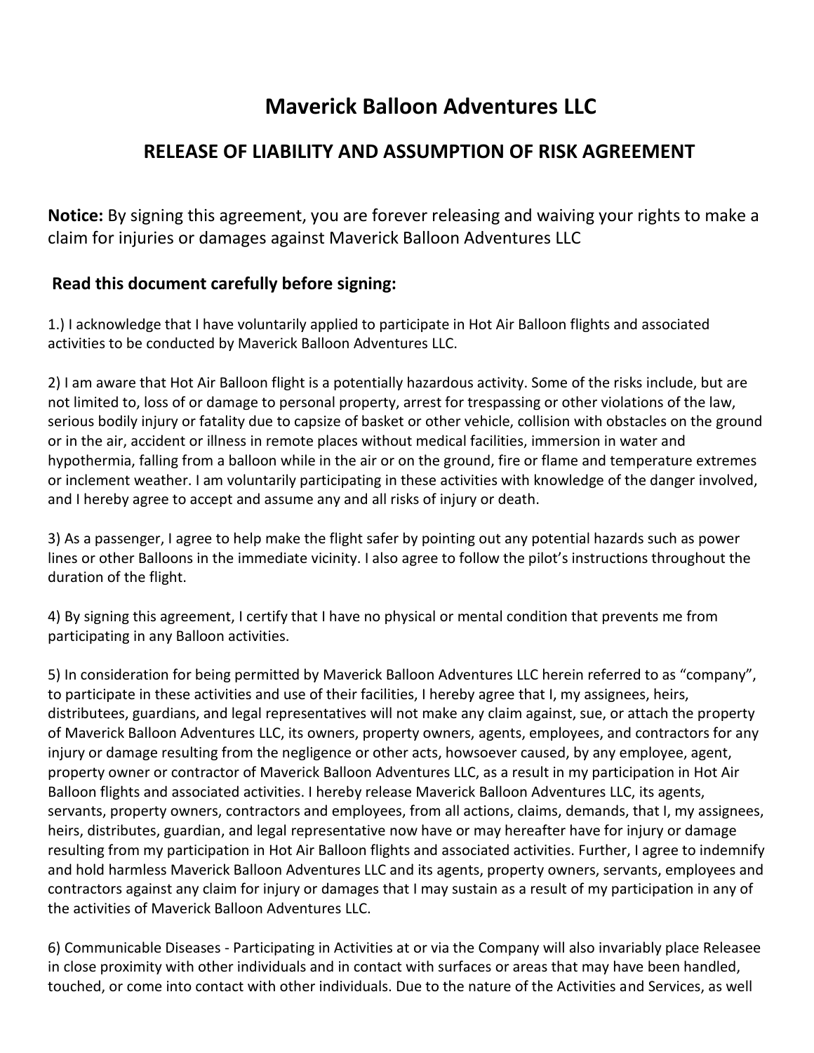# Maverick Balloon Adventures LLC

## RELEASE OF LIABILITY AND ASSUMPTION OF RISK AGREEMENT

**Notice:** By signing this agreement, you are forever releasing and waiving your rights to make a claim for injuries or damages against Maverick Balloon Adventures LLC

### Read this document carefully before signing:

1.) I acknowledge that I have voluntarily applied to participate in Hot Air Balloon flights and associated activities to be conducted by Maverick Balloon Adventures LLC.

2) I am aware that Hot Air Balloon flight is a potentially hazardous activity. Some of the risks include, but are not limited to, loss of or damage to personal property, arrest for trespassing or other violations of the law, serious bodily injury or fatality due to capsize of basket or other vehicle, collision with obstacles on the ground or in the air, accident or illness in remote places without medical facilities, immersion in water and hypothermia, falling from a balloon while in the air or on the ground, fire or flame and temperature extremes or inclement weather. I am voluntarily participating in these activities with knowledge of the danger involved, and I hereby agree to accept and assume any and all risks of injury or death.

3) As a passenger, I agree to help make the flight safer by pointing out any potential hazards such as power lines or other Balloons in the immediate vicinity. I also agree to follow the pilot's instructions throughout the duration of the flight.

4) By signing this agreement, I certify that I have no physical or mental condition that prevents me from participating in any Balloon activities.

5) In consideration for being permitted by Maverick Balloon Adventures LLC herein referred to as "company", to participate in these activities and use of their facilities, I hereby agree that I, my assignees, heirs, distributees, guardians, and legal representatives will not make any claim against, sue, or attach the property of Maverick Balloon Adventures LLC, its owners, property owners, agents, employees, and contractors for any injury or damage resulting from the negligence or other acts, howsoever caused, by any employee, agent, property owner or contractor of Maverick Balloon Adventures LLC, as a result in my participation in Hot Air Balloon flights and associated activities. I hereby release Maverick Balloon Adventures LLC, its agents, servants, property owners, contractors and employees, from all actions, claims, demands, that I, my assignees, heirs, distributes, guardian, and legal representative now have or may hereafter have for injury or damage resulting from my participation in Hot Air Balloon flights and associated activities. Further, I agree to indemnify and hold harmless Maverick Balloon Adventures LLC and its agents, property owners, servants, employees and contractors against any claim for injury or damages that I may sustain as a result of my participation in any of the activities of Maverick Balloon Adventures LLC.

6) Communicable Diseases - Participating in Activities at or via the Company will also invariably place Releasee in close proximity with other individuals and in contact with surfaces or areas that may have been handled, touched, or come into contact with other individuals. Due to the nature of the Activities and Services, as well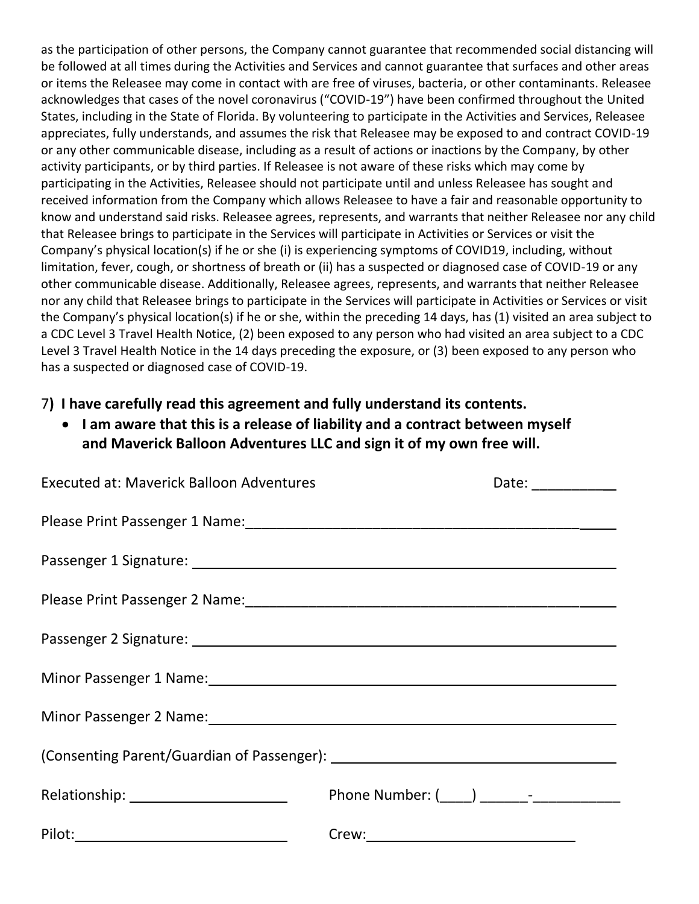as the participation of other persons, the Company cannot guarantee that recommended social distancing will be followed at all times during the Activities and Services and cannot guarantee that surfaces and other areas or items the Releasee may come in contact with are free of viruses, bacteria, or other contaminants. Releasee acknowledges that cases of the novel coronavirus ("COVID-19") have been confirmed throughout the United States, including in the State of Florida. By volunteering to participate in the Activities and Services, Releasee appreciates, fully understands, and assumes the risk that Releasee may be exposed to and contract COVID-19 or any other communicable disease, including as a result of actions or inactions by the Company, by other activity participants, or by third parties. If Releasee is not aware of these risks which may come by participating in the Activities, Releasee should not participate until and unless Releasee has sought and received information from the Company which allows Releasee to have a fair and reasonable opportunity to know and understand said risks. Releasee agrees, represents, and warrants that neither Releasee nor any child that Releasee brings to participate in the Services will participate in Activities or Services or visit the Company's physical location(s) if he or she (i) is experiencing symptoms of COVID19, including, without limitation, fever, cough, or shortness of breath or (ii) has a suspected or diagnosed case of COVID-19 or any other communicable disease. Additionally, Releasee agrees, represents, and warrants that neither Releasee nor any child that Releasee brings to participate in the Services will participate in Activities or Services or visit the Company's physical location(s) if he or she, within the preceding 14 days, has (1) visited an area subject to a CDC Level 3 Travel Health Notice, (2) been exposed to any person who had visited an area subject to a CDC Level 3 Travel Health Notice in the 14 days preceding the exposure, or (3) been exposed to any person who has a suspected or diagnosed case of COVID-19.

7**) I have carefully read this agreement and fully understand its contents.**

- **I am aware that this is a release of liability and a contract between myself and Maverick Balloon Adventures LLC and sign it of my own free will.**

Executed at: Maverick Balloon Adventures Date: ___________

Please Print Passenger 1 Name:_____________________________________________

Passenger 1 Signature: _____________________________________________

Please Print Passenger 2 Name:_____________________________________________

Passenger 2 Signature: _____________________________________________

Minor Passenger 1 Name:_____________________________________________

Minor Passenger 2 Name:_____________________________________________

(Consenting Parent/Guardian of Passenger): _________________________________

Relationship: ____________________ Phone Number: (____) ______-___________

Pilot:___________________________ Crew:___________________________